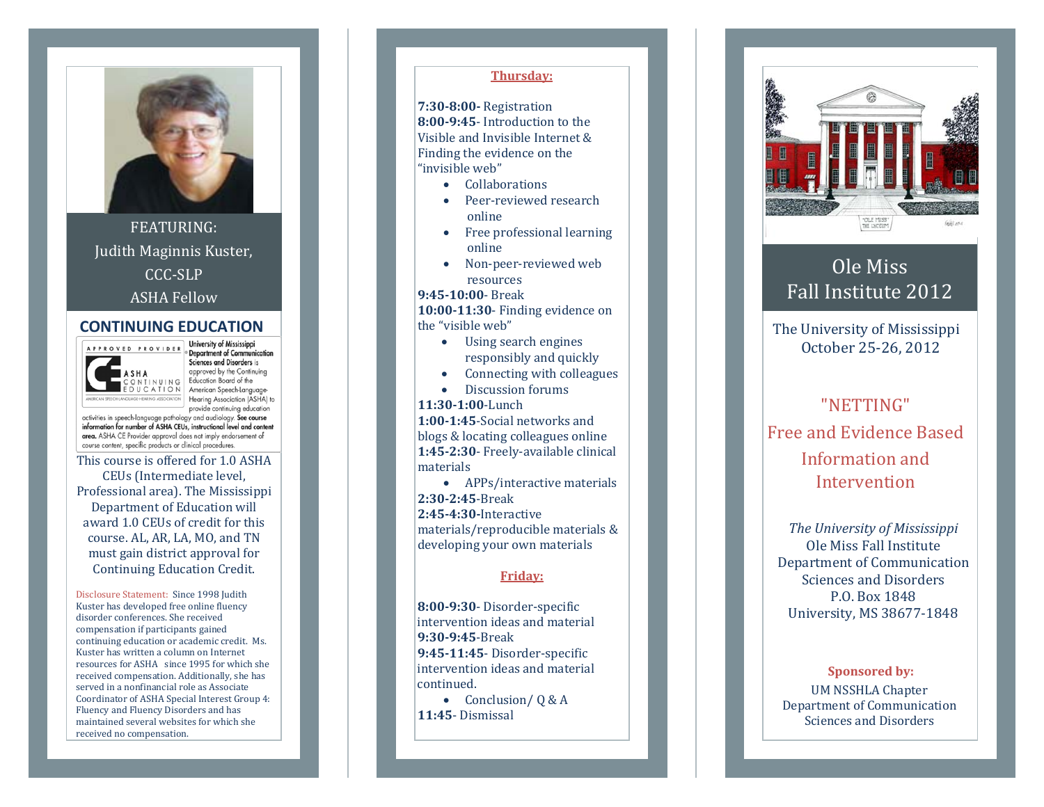FEATURING:
Judith Maginnis Kuster,
CCC-SLP
ASHA Fellow

## CONTINUING EDUCATION

APPROVED PROVIDER — ASHA CONTINUING EDUCATION — AMERICAN SPEECH-LANGUAGE-HEARING ASSOCIATION

University of Mississippi Department of Communication Sciences and Disorders is approved by the Continuing Education Board of the American Speech-Language-Hearing Association (ASHA) to provide continuing education activities in speech-language pathology and audiology. **See course information for number of ASHA CEUs, instructional level and content area.** ASHA CE Provider approval does not imply endorsement of course content, specific products or clinical procedures.

This course is offered for 1.0 ASHA CEUs (Intermediate level, Professional area). The Mississippi Department of Education will award 1.0 CEUs of credit for this course. AL, AR, LA, MO, and TN must gain district approval for Continuing Education Credit.

Disclosure Statement: Since 1998 Judith Kuster has developed free online fluency disorder conferences. She received compensation if participants gained continuing education or academic credit. Ms. Kuster has written a column on Internet resources for ASHA since 1995 for which she received compensation. Additionally, she has served in a nonfinancial role as Associate Coordinator of ASHA Special Interest Group 4: Fluency and Fluency Disorders and has maintained several websites for which she received no compensation.

### Thursday:

**7:30-8:00-** Registration
**8:00-9:45**- Introduction to the Visible and Invisible Internet & Finding the evidence on the "invisible web"

- Collaborations
- Peer-reviewed research online
- Free professional learning online
- Non-peer-reviewed web resources

**9:45-10:00**- Break
**10:00-11:30**- Finding evidence on the "visible web"

- Using search engines responsibly and quickly
- Connecting with colleagues
- Discussion forums

**11:30-1:00**-Lunch
**1:00-1:45**-Social networks and blogs & locating colleagues online
**1:45-2:30**- Freely-available clinical materials

- APPs/interactive materials

**2:30-2:45**-Break
**2:45-4:30**-Interactive materials/reproducible materials & developing your own materials

### Friday:

**8:00-9:30**- Disorder-specific intervention ideas and material
**9:30-9:45**-Break
**9:45-11:45**- Disorder-specific intervention ideas and material continued.

- Conclusion/ Q & A

**11:45**- Dismissal

# Ole Miss Fall Institute 2012

The University of Mississippi
October 25-26, 2012

## "NETTING" Free and Evidence Based Information and Intervention

*The University of Mississippi*
Ole Miss Fall Institute
Department of Communication Sciences and Disorders
P.O. Box 1848
University, MS 38677-1848

**Sponsored by:**
UM NSSHLA Chapter
Department of Communication Sciences and Disorders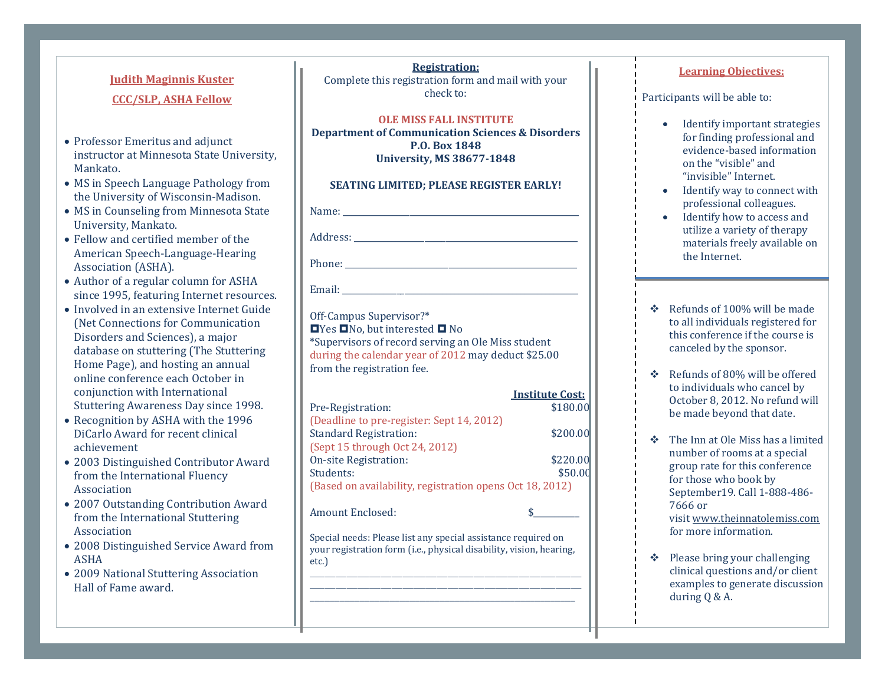## Judith Maginnis Kuster

## CCC/SLP, ASHA Fellow

- Professor Emeritus and adjunct instructor at Minnesota State University, Mankato.
- MS in Speech Language Pathology from the University of Wisconsin-Madison.
- MS in Counseling from Minnesota State University, Mankato.
- Fellow and certified member of the American Speech-Language-Hearing Association (ASHA).
- Author of a regular column for ASHA since 1995, featuring Internet resources.
- Involved in an extensive Internet Guide (Net Connections for Communication Disorders and Sciences), a major database on stuttering (The Stuttering Home Page), and hosting an annual online conference each October in conjunction with International Stuttering Awareness Day since 1998.
- Recognition by ASHA with the 1996 DiCarlo Award for recent clinical achievement
- 2003 Distinguished Contributor Award from the International Fluency Association
- 2007 Outstanding Contribution Award from the International Stuttering Association
- 2008 Distinguished Service Award from ASHA
- 2009 National Stuttering Association Hall of Fame award.

## Registration:

Complete this registration form and mail with your check to:

**OLE MISS FALL INSTITUTE**
**Department of Communication Sciences & Disorders**
**P.O. Box 1848**
**University, MS 38677-1848**

**SEATING LIMITED; PLEASE REGISTER EARLY!**

Name: ____________________________________________

Address: __________________________________________

Phone: ____________________________________________

Email: ____________________________________________

Off-Campus Supervisor?*
☐Yes ☐No, but interested ☐ No
*Supervisors of record serving an Ole Miss student during the calendar year of 2012 may deduct $25.00 from the registration fee.

| | Institute Cost: |
|---|---|
| Pre-Registration: (Deadline to pre-register: Sept 14, 2012) | $180.00 |
| Standard Registration: (Sept 15 through Oct 24, 2012) | $200.00 |
| On-site Registration: | $220.00 |
| Students: (Based on availability, registration opens Oct 18, 2012) | $50.00 |

Amount Enclosed: $_________

Special needs: Please list any special assistance required on your registration form (i.e., physical disability, vision, hearing, etc.)

_______________________________________________________
_______________________________________________________
_______________________________________________________

## Learning Objectives:

Participants will be able to:

- Identify important strategies for finding professional and evidence-based information on the "visible" and "invisible" Internet.
- Identify way to connect with professional colleagues.
- Identify how to access and utilize a variety of therapy materials freely available on the Internet.

---

- Refunds of 100% will be made to all individuals registered for this conference if the course is canceled by the sponsor.
- Refunds of 80% will be offered to individuals who cancel by October 8, 2012. No refund will be made beyond that date.
- The Inn at Ole Miss has a limited number of rooms at a special group rate for this conference for those who book by September19. Call 1-888-486-7666 or visit www.theinnatolemiss.com for more information.
- Please bring your challenging clinical questions and/or client examples to generate discussion during Q & A.